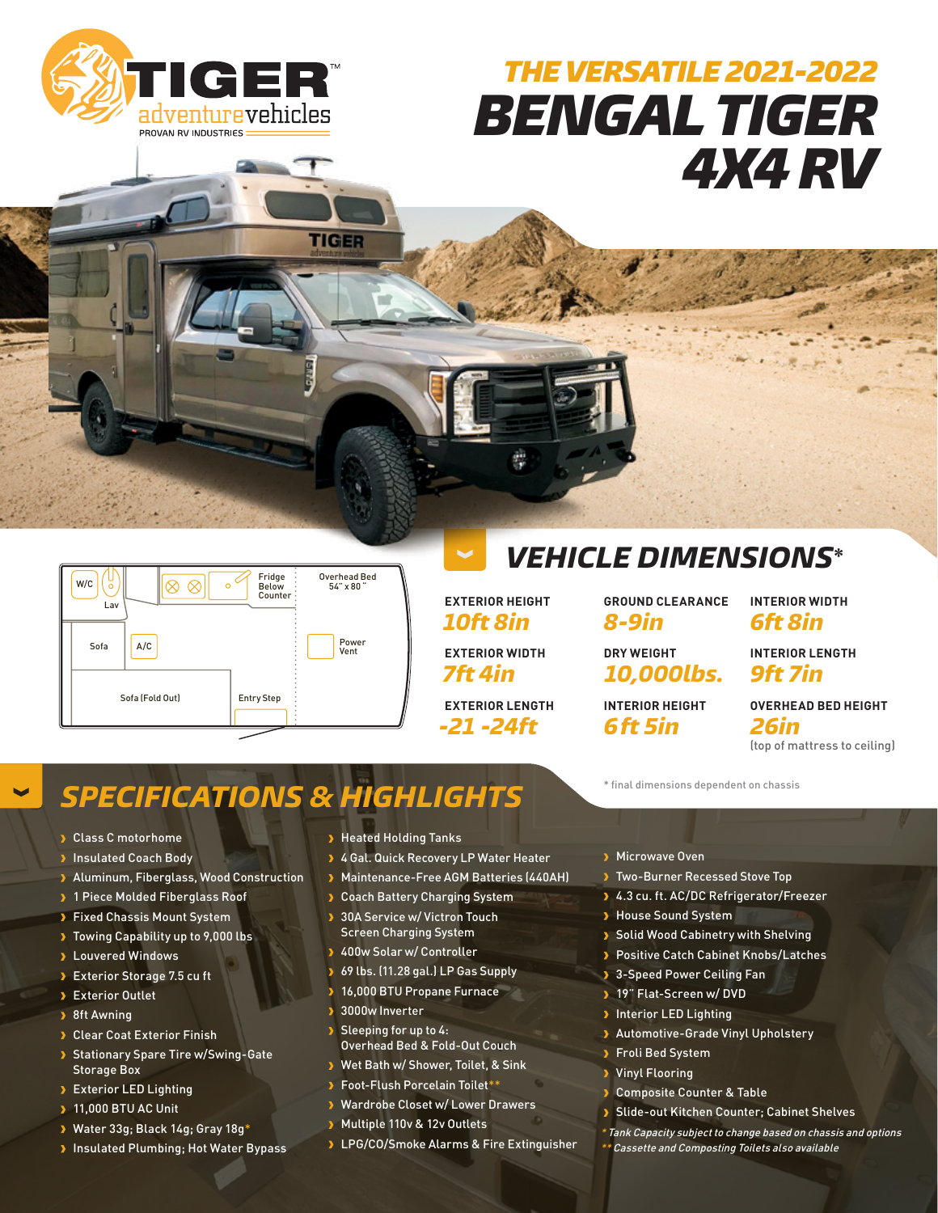# THE VERSATILE 2021-2022 BENGAL TIGER 4X4 RV

TIGER adventurevehicles
PROVAN RV INDUSTRIES

W/C
Lav
Fridge Below Counter
Overhead Bed 54" x 80"
Sofa
A/C
Power Vent
Sofa (Fold Out)
Entry Step

## VEHICLE DIMENSIONS*

| EXTERIOR HEIGHT | GROUND CLEARANCE | INTERIOR WIDTH |
|---|---|---|
| 10ft 8in | 8-9in | 6ft 8in |
| **EXTERIOR WIDTH** | **DRY WEIGHT** | **INTERIOR LENGTH** |
| 7ft 4in | 10,000lbs. | 9ft 7in |
| **EXTERIOR LENGTH** | **INTERIOR HEIGHT** | **OVERHEAD BED HEIGHT** |
| -21 -24ft | 6ft 5in | 26in (top of mattress to ceiling) |

* final dimensions dependent on chassis

## SPECIFICATIONS & HIGHLIGHTS

- Class C motorhome
- Insulated Coach Body
- Aluminum, Fiberglass, Wood Construction
- 1 Piece Molded Fiberglass Roof
- Fixed Chassis Mount System
- Towing Capability up to 9,000 lbs
- Louvered Windows
- Exterior Storage 7.5 cu ft
- Exterior Outlet
- 8ft Awning
- Clear Coat Exterior Finish
- Stationary Spare Tire w/Swing-Gate Storage Box
- Exterior LED Lighting
- 11,000 BTU AC Unit
- Water 33g; Black 14g; Gray 18g*
- Insulated Plumbing; Hot Water Bypass
- Heated Holding Tanks
- 4 Gal. Quick Recovery LP Water Heater
- Maintenance-Free AGM Batteries (440AH)
- Coach Battery Charging System
- 30A Service w/ Victron Touch Screen Charging System
- 400w Solar w/ Controller
- 69 lbs. (11.28 gal.) LP Gas Supply
- 16,000 BTU Propane Furnace
- 3000w Inverter
- Sleeping for up to 4: Overhead Bed & Fold-Out Couch
- Wet Bath w/ Shower, Toilet, & Sink
- Foot-Flush Porcelain Toilet**
- Wardrobe Closet w/ Lower Drawers
- Multiple 110v & 12v Outlets
- LPG/CO/Smoke Alarms & Fire Extinguisher
- Microwave Oven
- Two-Burner Recessed Stove Top
- 4.3 cu. ft. AC/DC Refrigerator/Freezer
- House Sound System
- Solid Wood Cabinetry with Shelving
- Positive Catch Cabinet Knobs/Latches
- 3-Speed Power Ceiling Fan
- 19" Flat-Screen w/ DVD
- Interior LED Lighting
- Automotive-Grade Vinyl Upholstery
- Froli Bed System
- Vinyl Flooring
- Composite Counter & Table
- Slide-out Kitchen Counter; Cabinet Shelves

*\* Tank Capacity subject to change based on chassis and options*
*\*\* Cassette and Composting Toilets also available*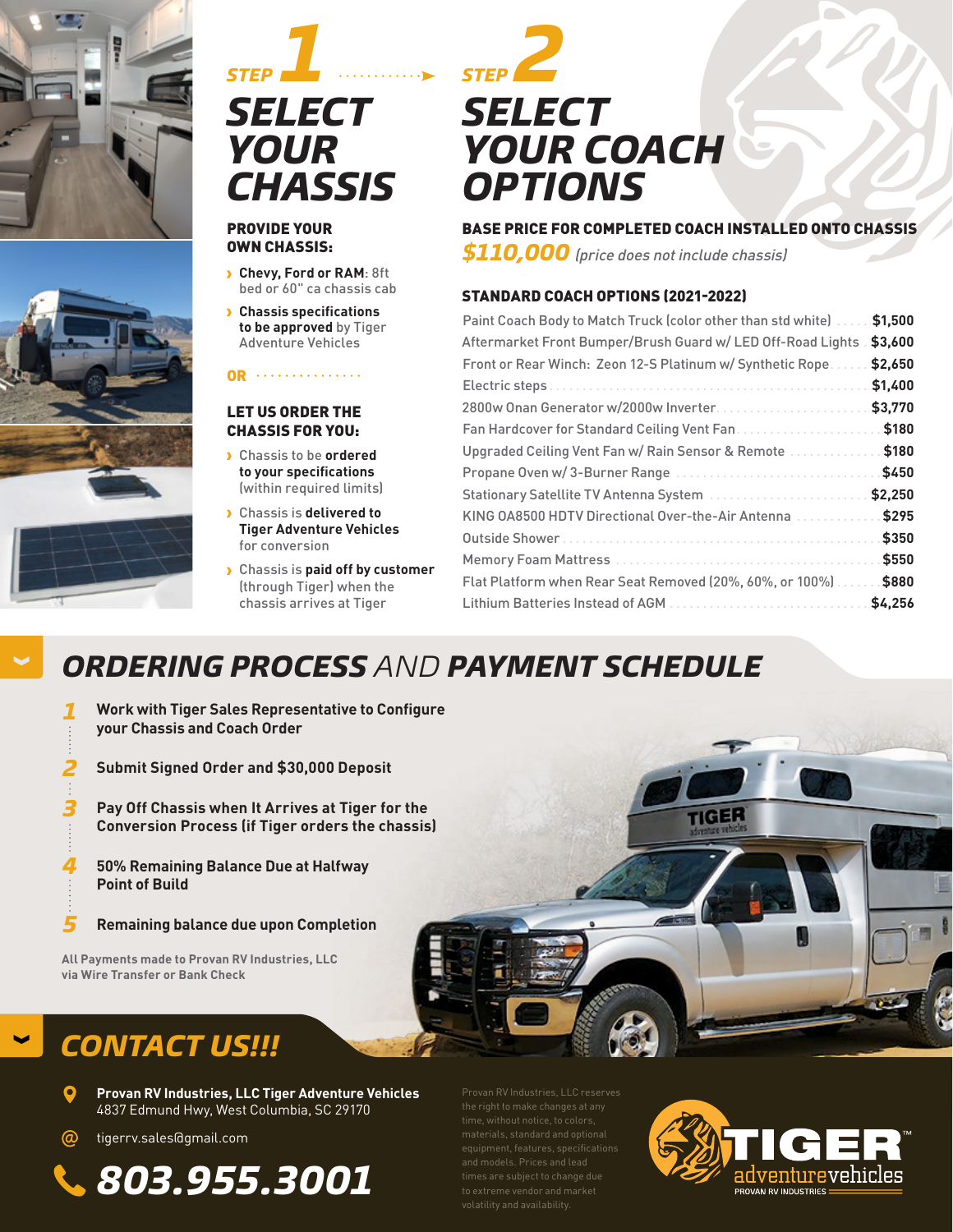# STEP 1 SELECT YOUR CHASSIS

**PROVIDE YOUR OWN CHASSIS:**

- **Chevy, Ford or RAM**: 8ft bed or 60" ca chassis cab
- **Chassis specifications to be approved** by Tiger Adventure Vehicles

**OR**

**LET US ORDER THE CHASSIS FOR YOU:**

- Chassis to be **ordered to your specifications** (within required limits)
- Chassis is **delivered to Tiger Adventure Vehicles** for conversion
- Chassis is **paid off by customer** (through Tiger) when the chassis arrives at Tiger

# STEP 2 SELECT YOUR COACH OPTIONS

**BASE PRICE FOR COMPLETED COACH INSTALLED ONTO CHASSIS**

***$110,000*** *(price does not include chassis)*

**STANDARD COACH OPTIONS (2021-2022)**

| | |
|---|---|
| Paint Coach Body to Match Truck (color other than std white) | **$1,500** |
| Aftermarket Front Bumper/Brush Guard w/ LED Off-Road Lights | **$3,600** |
| Front or Rear Winch: Zeon 12-S Platinum w/ Synthetic Rope | **$2,650** |
| Electric steps | **$1,400** |
| 2800w Onan Generator w/2000w Inverter | **$3,770** |
| Fan Hardcover for Standard Ceiling Vent Fan | **$180** |
| Upgraded Ceiling Vent Fan w/ Rain Sensor & Remote | **$180** |
| Propane Oven w/ 3-Burner Range | **$450** |
| Stationary Satellite TV Antenna System | **$2,250** |
| KING OA8500 HDTV Directional Over-the-Air Antenna | **$295** |
| Outside Shower | **$350** |
| Memory Foam Mattress | **$550** |
| Flat Platform when Rear Seat Removed (20%, 60%, or 100%) | **$880** |
| Lithium Batteries Instead of AGM | **$4,256** |

## ORDERING PROCESS AND PAYMENT SCHEDULE

1. **Work with Tiger Sales Representative to Configure your Chassis and Coach Order**
2. **Submit Signed Order and $30,000 Deposit**
3. **Pay Off Chassis when It Arrives at Tiger for the Conversion Process (if Tiger orders the chassis)**
4. **50% Remaining Balance Due at Halfway Point of Build**
5. **Remaining balance due upon Completion**

**All Payments made to Provan RV Industries, LLC via Wire Transfer or Bank Check**

## CONTACT US!!!

**Provan RV Industries, LLC Tiger Adventure Vehicles**
4837 Edmund Hwy, West Columbia, SC 29170

tigerrv.sales@gmail.com

## 803.955.3001

Provan RV Industries, LLC reserves the right to make changes at any time, without notice, to colors, materials, standard and optional equipment, features, specifications and models. Prices and lead times are subject to change due to extreme vendor and market volatility and availability.

TIGER™ adventurevehicles
PROVAN RV INDUSTRIES